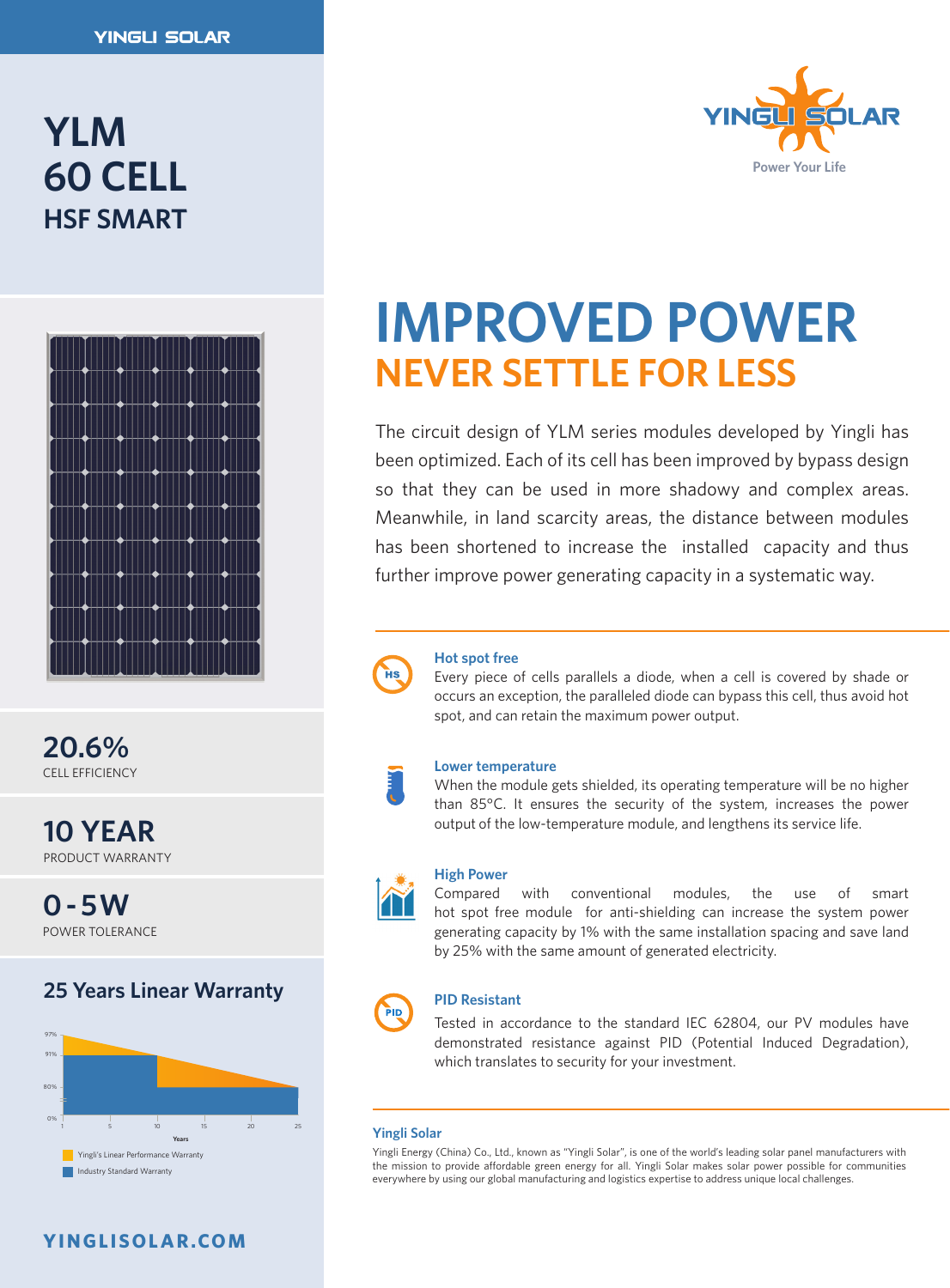YINGLI SOLAR

# YLM 60 CELL HSF SMART

**20.6%**
CELL EFFICIENCY

**10 YEAR**
PRODUCT WARRANTY

**0 - 5W**
POWER TOLERANCE

## 25 Years Linear Warranty

- Yingli's Linear Performance Warranty
- Industry Standard Warranty

YINGLISOLAR.COM

YINGLI SOLAR
Power Your Life

# IMPROVED POWER
## NEVER SETTLE FOR LESS

The circuit design of YLM series modules developed by Yingli has been optimized. Each of its cell has been improved by bypass design so that they can be used in more shadowy and complex areas. Meanwhile, in land scarcity areas, the distance between modules has been shortened to increase the installed capacity and thus further improve power generating capacity in a systematic way.

### Hot spot free

Every piece of cells parallels a diode, when a cell is covered by shade or occurs an exception, the paralleled diode can bypass this cell, thus avoid hot spot, and can retain the maximum power output.

### Lower temperature

When the module gets shielded, its operating temperature will be no higher than 85°C. It ensures the security of the system, increases the power output of the low-temperature module, and lengthens its service life.

### High Power

Compared with conventional modules, the use of smart hot spot free module for anti-shielding can increase the system power generating capacity by 1% with the same installation spacing and save land by 25% with the same amount of generated electricity.

### PID Resistant

Tested in accordance to the standard IEC 62804, our PV modules have demonstrated resistance against PID (Potential Induced Degradation), which translates to security for your investment.

### Yingli Solar

Yingli Energy (China) Co., Ltd., known as "Yingli Solar", is one of the world's leading solar panel manufacturers with the mission to provide affordable green energy for all. Yingli Solar makes solar power possible for communities everywhere by using our global manufacturing and logistics expertise to address unique local challenges.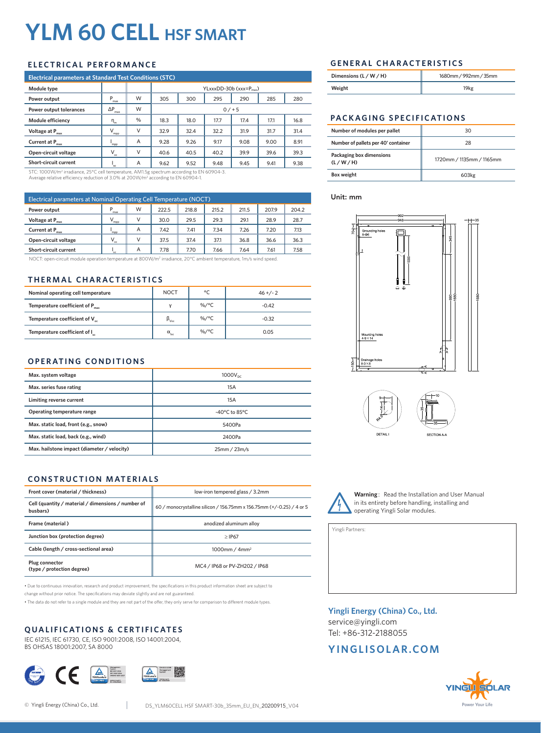# YLM 60 CELL HSF SMART

## ELECTRICAL PERFORMANCE

| Electrical parameters at Standard Test Conditions (STC) | | | | | | | | |
|---|---|---|---|---|---|---|---|---|
| Module type | | | YLxxxDD-30b (xxx=$P_{max}$) | | | | | |
| Power output | $P_{max}$ | W | 305 | 300 | 295 | 290 | 285 | 280 |
| Power output tolerances | $\Delta P_{max}$ | W | 0 / +5 | | | | | |
| Module efficiency | $\eta_m$ | % | 18.3 | 18.0 | 17.7 | 17.4 | 17.1 | 16.8 |
| Voltage at $P_{max}$ | $V_{mpp}$ | V | 32.9 | 32.4 | 32.2 | 31.9 | 31.7 | 31.4 |
| Current at $P_{max}$ | $I_{mpp}$ | A | 9.28 | 9.26 | 9.17 | 9.08 | 9.00 | 8.91 |
| Open-circuit voltage | $V_{oc}$ | V | 40.6 | 40.5 | 40.2 | 39.9 | 39.6 | 39.3 |
| Short-circuit current | $I_{sc}$ | A | 9.62 | 9.52 | 9.48 | 9.45 | 9.41 | 9.38 |

STC: 1000W/m² irradiance, 25°C cell temperature, AM1.5g spectrum according to EN 60904-3.
Average relative efficiency reduction of 3.0% at 200W/m² according to EN 60904-1.

| Electrical parameters at Nominal Operating Cell Temperature (NOCT) | | | | | | | | |
|---|---|---|---|---|---|---|---|---|
| Power output | $P_{max}$ | W | 222.5 | 218.8 | 215.2 | 211.5 | 207.9 | 204.2 |
| Voltage at $P_{max}$ | $V_{mpp}$ | V | 30.0 | 29.5 | 29.3 | 29.1 | 28.9 | 28.7 |
| Current at $P_{max}$ | $I_{mpp}$ | A | 7.42 | 7.41 | 7.34 | 7.26 | 7.20 | 7.13 |
| Open-circuit voltage | $V_{oc}$ | V | 37.5 | 37.4 | 37.1 | 36.8 | 36.6 | 36.3 |
| Short-circuit current | $I_{sc}$ | A | 7.78 | 7.70 | 7.66 | 7.64 | 7.61 | 7.58 |

NOCT: open-circuit module operation temperature at 800W/m² irradiance, 20°C ambient temperature, 1m/s wind speed.

## THERMAL CHARACTERISTICS

| | | | |
|---|---|---|---|
| Nominal operating cell temperature | NOCT | °C | 46 +/- 2 |
| Temperature coefficient of $P_{max}$ | $\gamma$ | %/°C | -0.42 |
| Temperature coefficient of $V_{oc}$ | $\beta_{Voc}$ | %/°C | -0.32 |
| Temperature coefficient of $I_{sc}$ | $\alpha_{Isc}$ | %/°C | 0.05 |

## OPERATING CONDITIONS

| | |
|---|---|
| Max. system voltage | $1000V_{DC}$ |
| Max. series fuse rating | 15A |
| Limiting reverse current | 15A |
| Operating temperature range | -40°C to 85°C |
| Max. static load, front (e.g., snow) | 5400Pa |
| Max. static load, back (e.g., wind) | 2400Pa |
| Max. hailstone impact (diameter / velocity) | 25mm / 23m/s |

## CONSTRUCTION MATERIALS

| | |
|---|---|
| Front cover (material / thickness) | low-iron tempered glass / 3.2mm |
| Cell (quantity / material / dimensions / number of busbars) | 60 / monocrystalline silicon / 156.75mm x 156.75mm (+/-0.25) / 4 or 5 |
| Frame (material ) | anodized aluminum alloy |
| Junction box (protection degree) | ≥ IP67 |
| Cable (length / cross-sectional area) | 1000mm / 4mm² |
| Plug connector (type / protection degree) | MC4 / IP68 or PV-ZH202 / IP68 |

- Due to continuous innovation, research and product improvement, the specifications in this product information sheet are subject to change without prior notice. The specifications may deviate slightly and are not guaranteed.
- The data do not refer to a single module and they are not part of the offer, they only serve for comparison to different module types.

## QUALIFICATIONS & CERTIFICATES

IEC 61215, IEC 61730, CE, ISO 9001:2008, ISO 14001:2004, BS OHSAS 18001:2007, SA 8000

## GENERAL CHARACTERISTICS

| | |
|---|---|
| Dimensions (L / W / H) | 1680mm / 992mm / 35mm |
| Weight | 19kg |

## PACKAGING SPECIFICATIONS

| | |
|---|---|
| Number of modules per pallet | 30 |
| Number of pallets per 40' container | 28 |
| Packaging box dimensions (L / W / H) | 1720mm / 1135mm / 1165mm |
| Box weight | 603kg |

Unit: mm

992
948
35
70
Grounding holes 6-Φ6
345
1000
990
1680
1680
Mounting holes 4-9×14
A A
150
Drainage holes 8-3×8
I
9
14
R4.5
DETAIL I
10
35
35
SECTION A-A

**Warning**: Read the Installation and User Manual in its entirety before handling, installing and operating Yingli Solar modules.

Yingli Partners:

**Yingli Energy (China) Co., Ltd.**
service@yingli.com
Tel: +86-312-2188055

**YINGLISOLAR.COM**

YINGLI SOLAR
Power Your Life

© Yingli Energy (China) Co., Ltd. | DS_YLM60CELL HSF SMART-30b_35mm_EU_EN_20200915_V04